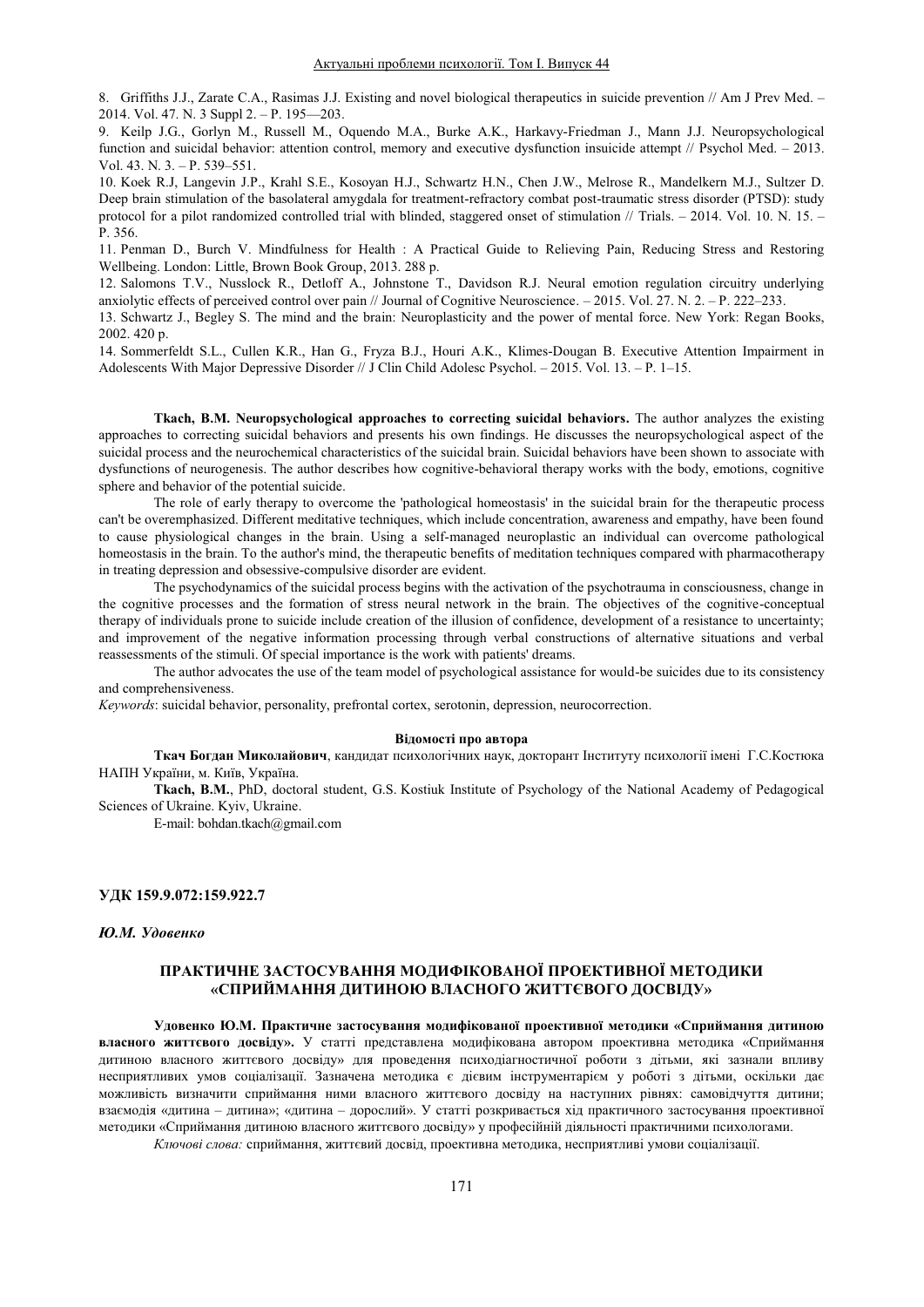8. Griffiths J.J., Zarate C.A., Rasimas J.J. Existing and novel biological therapeutics in suicide prevention // Am J Prev Med. – 2014. Vol. 47. N. 3 Suppl 2. – P. 195—203.

9. Keilp J.G., Gorlyn M., Russell M., Oquendo M.A., Burke A.K., Harkavy-Friedman J., Mann J.J. Neuropsychological function and suicidal behavior: attention control, memory and executive dysfunction insuicide attempt // Psychol Med. – 2013. Vol. 43. N. 3. – P. 539–551.

10. Koek R.J, Langevin J.P., Krahl S.E., Kosoyan H.J., Schwartz H.N., Chen J.W., Melrose R., Mandelkern M.J., Sultzer D. Deep brain stimulation of the basolateral amygdala for treatment-refractory combat post-traumatic stress disorder (PTSD): study protocol for a pilot randomized controlled trial with blinded, staggered onset of stimulation // Trials. – 2014. Vol. 10. N. 15. – P. 356.

11. Penman D., Burch V. Mindfulness for Health : A Practical Guide to Relieving Pain, Reducing Stress and Restoring Wellbeing. London: Little, Brown Book Group, 2013. 288 p.

12. Salomons T.V., Nusslock R., Detloff A., Johnstone T., Davidson R.J. Neural emotion regulation circuitry underlying anxiolytic effects of perceived control over pain // Journal of Cognitive Neuroscience. – 2015. Vol. 27. N. 2. – P. 222–233.

13. Schwartz J., Begley S. The mind and the brain: Neuroplasticity and the power of mental force. New York: Regan Books, 2002. 420 p.

14. Sommerfeldt S.L., Cullen K.R., Han G., Fryza B.J., Houri A.K., Klimes-Dougan B. Executive Attention Impairment in Adolescents With Major Depressive Disorder // J Clin Child Adolesc Psychol. – 2015. Vol. 13. – P. 1–15.

**Tkach, B.M. Neuropsychological approaches to correcting suicidal behaviors.** The author analyzes the existing approaches to correcting suicidal behaviors and presents his own findings. He discusses the neuropsychological aspect of the suicidal process and the neurochemical characteristics of the suicidal brain. Suicidal behaviors have been shown to associate with dysfunctions of neurogenesis. The author describes how cognitive-behavioral therapy works with the body, emotions, cognitive sphere and behavior of the potential suicide.

The role of early therapy to overcome the 'pathological homeostasis' in the suicidal brain for the therapeutic process can't be overemphasized. Different meditative techniques, which include concentration, awareness and empathy, have been found to cause physiological changes in the brain. Using a self-managed neuroplastic an individual can overcome pathological homeostasis in the brain. To the author's mind, the therapeutic benefits of meditation techniques compared with pharmacotherapy in treating depression and obsessive-compulsive disorder are evident.

The psychodynamics of the suicidal process begins with the activation of the psychotrauma in consciousness, change in the cognitive processes and the formation of stress neural network in the brain. The objectives of the cognitive-conceptual therapy of individuals prone to suicide include creation of the illusion of confidence, development of a resistance to uncertainty; and improvement of the negative information processing through verbal constructions of alternative situations and verbal reassessments of the stimuli. Of special importance is the work with patients' dreams.

The author advocates the use of the team model of psychological assistance for would-be suicides due to its consistency and comprehensiveness.

*Keywords*: suicidal behavior, personality, prefrontal cortex, serotonin, depression, neurocorrection.

**Відомості про автора**

**Ткач Богдан Миколайович**, кандидат психологічних наук, докторант Інституту психології імені Г.С.Костюка НАПН України, м. Київ, Україна.

**Tkach, B.M.**, PhD, doctoral student, G.S. Kostiuk Institute of Psychology of the National Academy of Pedagogical Sciences of Ukraine. Kyiv, Ukraine.

E-mail: bohdan.tkach@gmail.com

**УДК 159.9.072:159.922.7**

***Ю.М. Удовенко***

## ПРАКТИЧНЕ ЗАСТОСУВАННЯ МОДИФІКОВАНОЇ ПРОЕКТИВНОЇ МЕТОДИКИ «СПРИЙМАННЯ ДИТИНОЮ ВЛАСНОГО ЖИТТЄВОГО ДОСВІДУ»

**Удовенко Ю.М. Практичне застосування модифікованої проективної методики «Сприймання дитиною власного життєвого досвіду».** У статті представлена модифікована автором проективна методика «Сприймання дитиною власного життєвого досвіду» для проведення психодіагностичної роботи з дітьми, які зазнали впливу несприятливих умов соціалізації. Зазначена методика є дієвим інструментарієм у роботі з дітьми, оскільки дає можливість визначити сприймання ними власного життєвого досвіду на наступних рівнях: самовідчуття дитини; взаємодія «дитина – дитина»; «дитина – дорослий». У статті розкривається хід практичного застосування проективної методики «Сприймання дитиною власного життєвого досвіду» у професійній діяльності практичними психологами.

*Ключові слова:* сприймання, життєвий досвід, проективна методика, несприятливі умови соціалізації.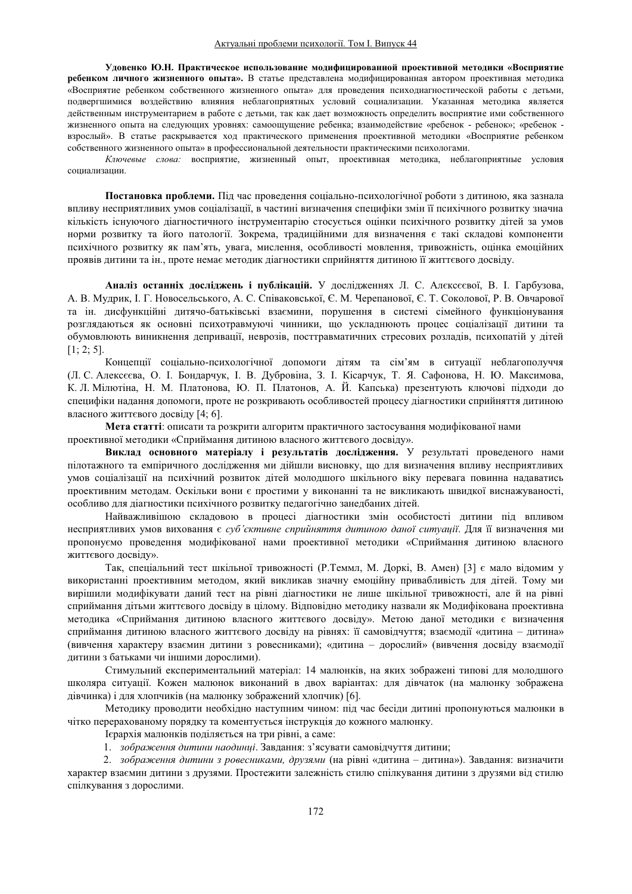**Удовенко Ю.Н. Практическое использование модифицированной проективной методики «Восприятие ребенком личного жизненного опыта».** В статье представлена модифицированная автором проективная методика «Восприятие ребенком собственного жизненного опыта» для проведения психодиагностической работы с детьми, подвергшимися воздействию влияния неблагоприятных условий социализации. Указанная методика является действенным инструментарием в работе с детьми, так как дает возможность определить восприятие ими собственного жизненного опыта на следующих уровнях: самоощущение ребенка; взаимодействие «ребенок - ребенок»; «ребенок - взрослый». В статье раскрывается ход практического применения проективной методики «Восприятие ребенком собственного жизненного опыта» в профессиональной деятельности практическими психологами.

*Ключевые слова:* восприятие, жизненный опыт, проективная методика, неблагоприятные условия социализации.

**Постановка проблеми.** Під час проведення соціально-психологічної роботи з дитиною, яка зазнала впливу несприятливих умов соціалізації, в частині визначення специфіки змін її психічного розвитку значна кількість існуючого діагностичного інструментарію стосується оцінки психічного розвитку дітей за умов норми розвитку та його патології. Зокрема, традиційними для визначення є такі складові компоненти психічного розвитку як пам'ять, увага, мислення, особливості мовлення, тривожність, оцінка емоційних проявів дитини та ін., проте немає методик діагностики сприйняття дитиною її життєвого досвіду.

**Аналіз останніх досліджень і публікацій.** У дослідженнях Л. С. Алєксєєвої, В. І. Гарбузова, А. В. Мудрик, І. Г. Новосельського, А. С. Співаковської, Є. М. Черепанової, Є. Т. Соколової, Р. В. Овчарової та ін. дисфункційні дитячо-батьківські взаємини, порушення в системі сімейного функціонування розглядаються як основні психотравмуючі чинники, що ускладнюють процес соціалізації дитини та обумовлюють виникнення депривації, неврозів, посттравматичних стресових розладів, психопатій у дітей [1; 2; 5].

Концепції соціально-психологічної допомоги дітям та сім'ям в ситуації неблагополуччя (Л. С. Алексєєва, О. І. Бондарчук, І. В. Дубровіна, З. І. Кісарчук, Т. Я. Сафонова, Н. Ю. Максимова, К. Л. Мілютіна, Н. М. Платонова, Ю. П. Платонов, А. Й. Капська) презентують ключові підходи до специфіки надання допомоги, проте не розкривають особливостей процесу діагностики сприйняття дитиною власного життєвого досвіду [4; 6].

**Мета статті**: описати та розкрити алгоритм практичного застосування модифікованої нами проективної методики «Сприймання дитиною власного життєвого досвіду».

**Виклад основного матеріалу і результатів дослідження.** У результаті проведеного нами пілотажного та емпіричного дослідження ми дійшли висновку, що для визначення впливу несприятливих умов соціалізації на психічний розвиток дітей молодшого шкільного віку перевага повинна надаватись проективним методам. Оскільки вони є простими у виконанні та не викликають швидкої виснажуваності, особливо для діагностики психічного розвитку педагогічно занедбаних дітей.

Найважливішою складовою в процесі діагностики змін особистості дитини під впливом несприятливих умов виховання є *суб'єктивне сприйняття дитиною даної ситуації*. Для її визначення ми пропонуємо проведення модифікованої нами проективної методики «Сприймання дитиною власного життєвого досвіду».

Так, спеціальний тест шкільної тривожності (Р.Теммл, М. Доркі, В. Амен) [3] є мало відомим у використанні проективним методом, який викликав значну емоційну привабливість для дітей. Тому ми вирішили модифікувати даний тест на рівні діагностики не лише шкільної тривожності, але й на рівні сприймання дітьми життєвого досвіду в цілому. Відповідно методику назвали як Модифікована проективна методика «Сприймання дитиною власного життєвого досвіду». Метою даної методики є визначення сприймання дитиною власного життєвого досвіду на рівнях: її самовідчуття; взаємодії «дитина – дитина» (вивчення характеру взаємин дитини з ровесниками); «дитина – дорослий» (вивчення досвіду взаємодії дитини з батьками чи іншими дорослими).

Стимульний експериментальний матеріал: 14 малюнків, на яких зображені типові для молодшого школяра ситуації. Кожен малюнок виконаний в двох варіантах: для дівчаток (на малюнку зображена дівчинка) і для хлопчиків (на малюнку зображений хлопчик) [6].

Методику проводити необхідно наступним чином: під час бесіди дитині пропонуються малюнки в чітко перерахованому порядку та коментується інструкція до кожного малюнку.

Ієрархія малюнків поділяється на три рівні, а саме:

1. *зображення дитини наодинці*. Завдання: з'ясувати самовідчуття дитини;
2. *зображення дитини з ровесниками, друзями* (на рівні «дитина – дитина»). Завдання: визначити характер взаємин дитини з друзями. Простежити залежність стилю спілкування дитини з друзями від стилю спілкування з дорослими.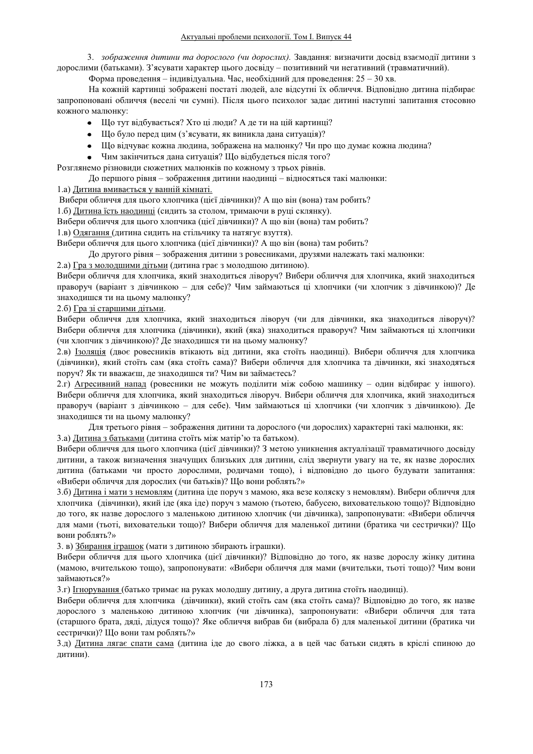3. *зображення дитини та дорослого (чи дорослих).* Завдання: визначити досвід взаємодії дитини з дорослими (батьками). З'ясувати характер цього досвіду – позитивний чи негативний (травматичний).

Форма проведення – індивідуальна. Час, необхідний для проведення: 25 – 30 хв.

На кожній картинці зображені постаті людей, але відсутні їх обличчя. Відповідно дитина підбирає запропоновані обличчя (веселі чи сумні). Після цього психолог задає дитині наступні запитання стосовно кожного малюнку:

- Що тут відбувається? Хто ці люди? А де ти на цій картинці?
- Що було перед цим (з'ясувати, як виникла дана ситуація)?
- Що відчуває кожна людина, зображена на малюнку? Чи про що думає кожна людина?
- Чим закінчиться дана ситуація? Що відбудеться після того?

Розглянемо різновиди сюжетних малюнків по кожному з трьох рівнів.

До першого рівня – зображення дитини наодинці – відносяться такі малюнки:

1.а) <u>Дитина вмивається у ванній кімнаті.</u>

Вибери обличчя для цього хлопчика (цієї дівчинки)? А що він (вона) там робить?

1.б) <u>Дитина їсть наодинці</u> (сидить за столом, тримаючи в руці склянку).

Вибери обличчя для цього хлопчика (цієї дівчинки)? А що він (вона) там робить?

1.в) <u>Одягання</u> (дитина сидить на стільчику та натягує взуття).

Вибери обличчя для цього хлопчика (цієї дівчинки)? А що він (вона) там робить?

До другого рівня – зображення дитини з ровесниками, друзями належать такі малюнки:

2.а) <u>Гра з молодшими дітьми</u> (дитина грає з молодшою дитиною).

Вибери обличчя для хлопчика, який знаходиться ліворуч? Вибери обличчя для хлопчика, який знаходиться праворуч (варіант з дівчинкою – для себе)? Чим займаються ці хлопчики (чи хлопчик з дівчинкою)? Де знаходишся ти на цьому малюнку?

2.б) <u>Гра зі старшими дітьми</u>.

Вибери обличчя для хлопчика, який знаходиться ліворуч (чи для дівчинки, яка знаходиться ліворуч)? Вибери обличчя для хлопчика (дівчинки), який (яка) знаходиться праворуч? Чим займаються ці хлопчики (чи хлопчик з дівчинкою)? Де знаходишся ти на цьому малюнку?

2.в) <u>Ізоляція</u> (двоє ровесників втікають від дитини, яка стоїть наодинці). Вибери обличчя для хлопчика (дівчинки), який стоїть сам (яка стоїть сама)? Вибери обличчя для хлопчика та дівчинки, які знаходяться поруч? Як ти вважаєш, де знаходишся ти? Чим ви займаєтесь?

2.г) <u>Агресивний напад</u> (ровесники не можуть поділити між собою машинку – один відбирає у іншого). Вибери обличчя для хлопчика, який знаходиться ліворуч. Вибери обличчя для хлопчика, який знаходиться праворуч (варіант з дівчинкою – для себе). Чим займаються ці хлопчики (чи хлопчик з дівчинкою). Де знаходишся ти на цьому малюнку?

Для третього рівня – зображення дитини та дорослого (чи дорослих) характерні такі малюнки, як:

3.а) <u>Дитина з батьками</u> (дитина стоїть між матір'ю та батьком).

Вибери обличчя для цього хлопчика (цієї дівчинки)? З метою уникнення актуалізації травматичного досвіду дитини, а також визначення значущих близьких для дитини, слід звернути увагу на те, як назве дорослих дитина (батьками чи просто дорослими, родичами тощо), і відповідно до цього будувати запитання: «Вибери обличчя для дорослих (чи батьків)? Що вони роблять?»

3.б) <u>Дитина і мати з немовлям</u> (дитина іде поруч з мамою, яка везе коляску з немовлям). Вибери обличчя для хлопчика (дівчинки), який іде (яка іде) поруч з мамою (тьотею, бабусею, вихователькою тощо)? Відповідно до того, як назве дорослого з маленькою дитиною хлопчик (чи дівчинка), запропонувати: «Вибери обличчя для мами (тьоті, виховательки тощо)? Вибери обличчя для маленької дитини (братика чи сестрички)? Що вони роблять?»

3. в) <u>Збирання іграшок</u> (мати з дитиною збирають іграшки).

Вибери обличчя для цього хлопчика (цієї дівчинки)? Відповідно до того, як назве дорослу жінку дитина (мамою, вчителькою тощо), запропонувати: «Вибери обличчя для мами (вчительки, тьоті тощо)? Чим вони займаються?»

3.г) <u>Ігнорування</u> (батько тримає на руках молодшу дитину, а друга дитина стоїть наодинці).

Вибери обличчя для хлопчика (дівчинки), який стоїть сам (яка стоїть сама)? Відповідно до того, як назве дорослого з маленькою дитиною хлопчик (чи дівчинка), запропонувати: «Вибери обличчя для тата (старшого брата, дяді, дідуся тощо)? Яке обличчя вибрав би (вибрала б) для маленької дитини (братика чи сестрички)? Що вони там роблять?»

3.д) <u>Дитина лягає спати сама</u> (дитина іде до свого ліжка, а в цей час батьки сидять в кріслі спиною до дитини).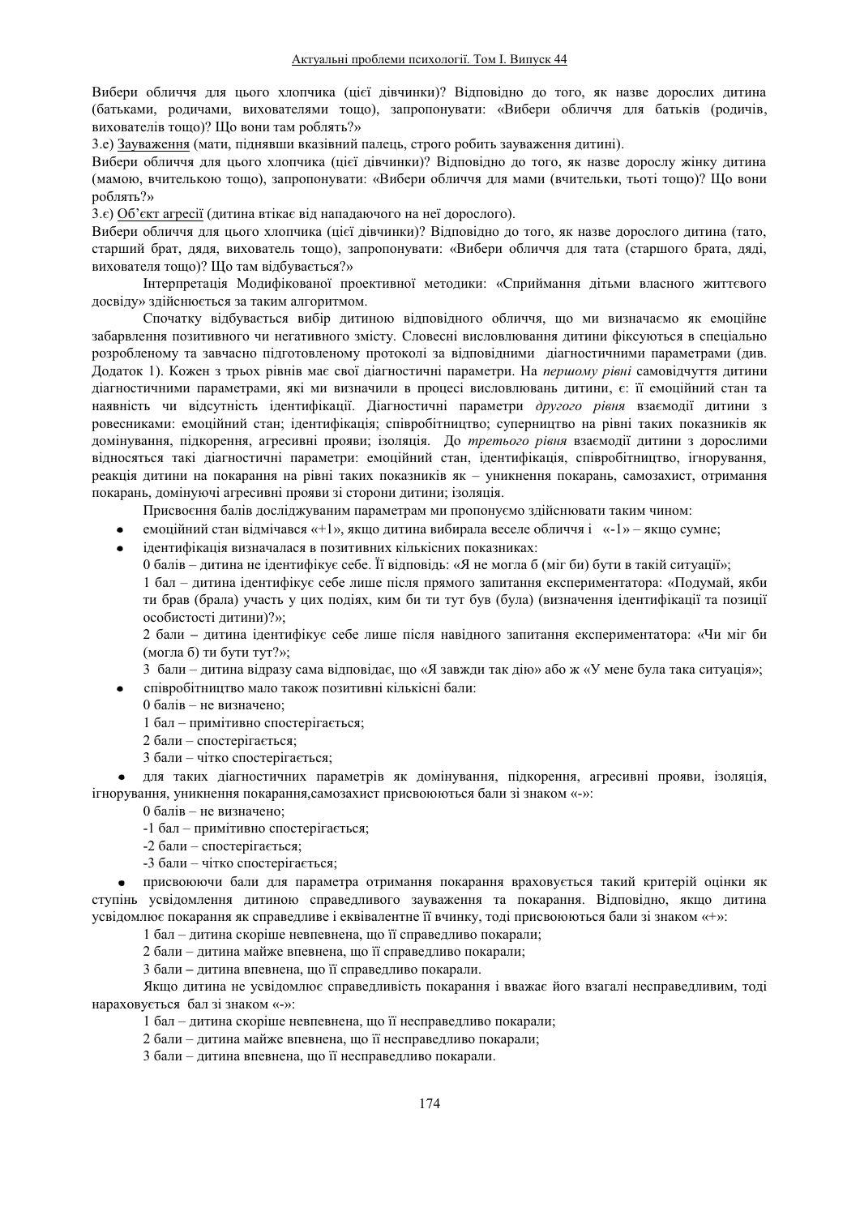Вибери обличчя для цього хлопчика (цієї дівчинки)? Відповідно до того, як назве дорослих дитина (батьками, родичами, вихователями тощо), запропонувати: «Вибери обличчя для батьків (родичів, вихователів тощо)? Що вони там роблять?»

3.е) Зауваження (мати, піднявши вказівний палець, строго робить зауваження дитині).

Вибери обличчя для цього хлопчика (цієї дівчинки)? Відповідно до того, як назве дорослу жінку дитина (мамою, вчителькою тощо), запропонувати: «Вибери обличчя для мами (вчительки, тьоті тощо)? Що вони роблять?»

3.є) Об'єкт агресії (дитина втікає від нападаючого на неї дорослого).

Вибери обличчя для цього хлопчика (цієї дівчинки)? Відповідно до того, як назве дорослого дитина (тато, старший брат, дядя, вихователь тощо), запропонувати: «Вибери обличчя для тата (старшого брата, дяді, вихователя тощо)? Що там відбувається?»

Інтерпретація Модифікованої проективної методики: «Сприймання дітьми власного життєвого досвіду» здійснюється за таким алгоритмом.

Спочатку відбувається вибір дитиною відповідного обличчя, що ми визначаємо як емоційне забарвлення позитивного чи негативного змісту. Словесні висловлювання дитини фіксуються в спеціально розробленому та завчасно підготовленому протоколі за відповідними діагностичними параметрами (див. Додаток 1). Кожен з трьох рівнів має свої діагностичні параметри. На *першому рівні* самовідчуття дитини діагностичними параметрами, які ми визначили в процесі висловлювань дитини, є: її емоційний стан та наявність чи відсутність ідентифікації. Діагностичні параметри *другого рівня* взаємодії дитини з ровесниками: емоційний стан; ідентифікація; співробітництво; суперництво на рівні таких показників як домінування, підкорення, агресивні прояви; ізоляція. До *третього рівня* взаємодії дитини з дорослими відносяться такі діагностичні параметри: емоційний стан, ідентифікація, співробітництво, ігнорування, реакція дитини на покарання на рівні таких показників як – уникнення покарань, самозахист, отримання покарань, домінуючі агресивні прояви зі сторони дитини; ізоляція.

Присвоєння балів досліджуваним параметрам ми пропонуємо здійснювати таким чином:

- емоційний стан відмічався «+1», якщо дитина вибирала веселе обличчя і «-1» – якщо сумне;
- ідентифікація визначалася в позитивних кількісних показниках:
  
  0 балів – дитина не ідентифікує себе. Її відповідь: «Я не могла б (міг би) бути в такій ситуації»;
  
  1 бал – дитина ідентифікує себе лише після прямого запитання експериментатора: «Подумай, якби ти брав (брала) участь у цих подіях, ким би ти тут був (була) (визначення ідентифікації та позиції особистості дитини)?»;
  
  2 бали – дитина ідентифікує себе лише після навідного запитання експериментатора: «Чи міг би (могла б) ти бути тут?»;
  
  3 бали – дитина відразу сама відповідає, що «Я завжди так дію» або ж «У мене була така ситуація»;
- співробітництво мало також позитивні кількісні бали:
  
  0 балів – не визначено;
  
  1 бал – примітивно спостерігається;
  
  2 бали – спостерігається;
  
  3 бали – чітко спостерігається;
- для таких діагностичних параметрів як домінування, підкорення, агресивні прояви, ізоляція, ігнорування, уникнення покарання,самозахист присвоюються бали зі знаком «-»:
  
  0 балів – не визначено;
  
  -1 бал – примітивно спостерігається;
  
  -2 бали – спостерігається;
  
  -3 бали – чітко спостерігається;
- присвоюючи бали для параметра отримання покарання враховується такий критерій оцінки як ступінь усвідомлення дитиною справедливого зауваження та покарання. Відповідно, якщо дитина усвідомлює покарання як справедливе і еквівалентне її вчинку, тоді присвоюються бали зі знаком «+»:
  
  1 бал – дитина скоріше невпевнена, що її справедливо покарали;
  
  2 бали – дитина майже впевнена, що її справедливо покарали;
  
  3 бали – дитина впевнена, що її справедливо покарали.

Якщо дитина не усвідомлює справедливість покарання і вважає його взагалі несправедливим, тоді нараховується бал зі знаком «-»:

1 бал – дитина скоріше невпевнена, що її несправедливо покарали;

2 бали – дитина майже впевнена, що її несправедливо покарали;

3 бали – дитина впевнена, що її несправедливо покарали.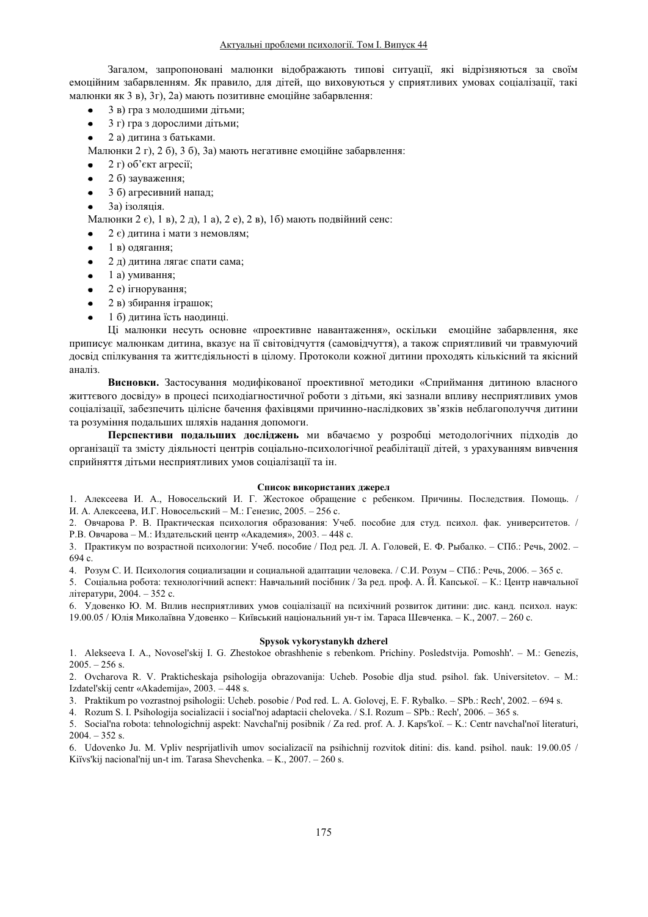Загалом, запропоновані малюнки відображають типові ситуації, які відрізняються за своїм емоційним забарвленням. Як правило, для дітей, що виховуються у сприятливих умовах соціалізації, такі малюнки як 3 в), 3г), 2а) мають позитивне емоційне забарвлення:

- 3 в) гра з молодшими дітьми;
- 3 г) гра з дорослими дітьми;
- 2 а) дитина з батьками.

Малюнки 2 г), 2 б), 3 б), 3а) мають негативне емоційне забарвлення:

- 2 г) об'єкт агресії;
- 2 б) зауваження;
- 3 б) агресивний напад;
- 3а) ізоляція.

Малюнки 2 є), 1 в), 2 д), 1 а), 2 е), 2 в), 1б) мають подвійний сенс:

- 2 є) дитина і мати з немовлям;
- 1 в) одягання;
- 2 д) дитина лягає спати сама;
- 1 а) умивання;
- 2 е) ігнорування;
- 2 в) збирання іграшок;
- 1 б) дитина їсть наодинці.

Ці малюнки несуть основне «проективне навантаження», оскільки емоційне забарвлення, яке приписує малюнкам дитина, вказує на її світовідчуття (самовідчуття), а також сприятливий чи травмуючий досвід спілкування та життєдіяльності в цілому. Протоколи кожної дитини проходять кількісний та якісний аналіз.

**Висновки.** Застосування модифікованої проективної методики «Сприймання дитиною власного життєвого досвіду» в процесі психодіагностичної роботи з дітьми, які зазнали впливу несприятливих умов соціалізації, забезпечить цілісне бачення фахівцями причинно-наслідкових зв'язків неблагополуччя дитини та розуміння подальших шляхів надання допомоги.

**Перспективи подальших досліджень** ми вбачаємо у розробці методологічних підходів до організації та змісту діяльності центрів соціально-психологічної реабілітації дітей, з урахуванням вивчення сприйняття дітьми несприятливих умов соціалізації та ін.

### Список використаних джерел

1. Алексеева И. А., Новосельский И. Г. Жестокое обращение с ребенком. Причины. Последствия. Помощь. / И. А. Алексеева, И.Г. Новосельский – М.: Генезис, 2005. – 256 с.
2. Овчарова Р. В. Практическая психология образования: Учеб. пособие для студ. психол. фак. университетов. / Р.В. Овчарова – М.: Издательский центр «Академия», 2003. – 448 с.
3. Практикум по возрастной психологии: Учеб. пособие / Под ред. Л. А. Головей, Е. Ф. Рыбалко. – СПб.: Речь, 2002. – 694 с.
4. Розум С. И. Психология социализации и социальной адаптации человека. / С.И. Розум – СПб.: Речь, 2006. – 365 с.
5. Соціальна робота: технологічний аспект: Навчальний посібник / За ред. проф. А. Й. Капської. – К.: Центр навчальної літератури, 2004. – 352 с.
6. Удовенко Ю. М. Вплив несприятливих умов соціалізації на психічний розвиток дитини: дис. канд. психол. наук: 19.00.05 / Юлія Миколаївна Удовенко – Київський національний ун-т ім. Тараса Шевченка. – К., 2007. – 260 с.

### Spysok vykorystanykh dzherel

1. Alekseeva I. A., Novosel'skij I. G. Zhestokoe obrashhenie s rebenkom. Prichiny. Posledstvija. Pomoshh'. – M.: Genezis, 2005. – 256 s.
2. Ovcharova R. V. Prakticheskaja psihologija obrazovanija: Ucheb. Posobie dlja stud. psihol. fak. Universitetov. – M.: Izdatel'skij centr «Akademija», 2003. – 448 s.
3. Praktikum po vozrastnoj psihologii: Ucheb. posobie / Pod red. L. A. Golovej, E. F. Rybalko. – SPb.: Rech', 2002. – 694 s.
4. Rozum S. I. Psihologija socializacii i social'noj adaptacii cheloveka. / S.I. Rozum – SPb.: Rech', 2006. – 365 s.
5. Social'na robota: tehnologichnij aspekt: Navchal'nij posibnik / Za red. prof. A. J. Kaps'koї. – K.: Centr navchal'noї literaturi, 2004. – 352 s.
6. Udovenko Ju. M. Vpliv nesprijatlivih umov socializacії na psihichnij rozvitok ditini: dis. kand. psihol. nauk: 19.00.05 / Kiїvs'kij nacional'nij un-t im. Tarasa Shevchenka. – K., 2007. – 260 s.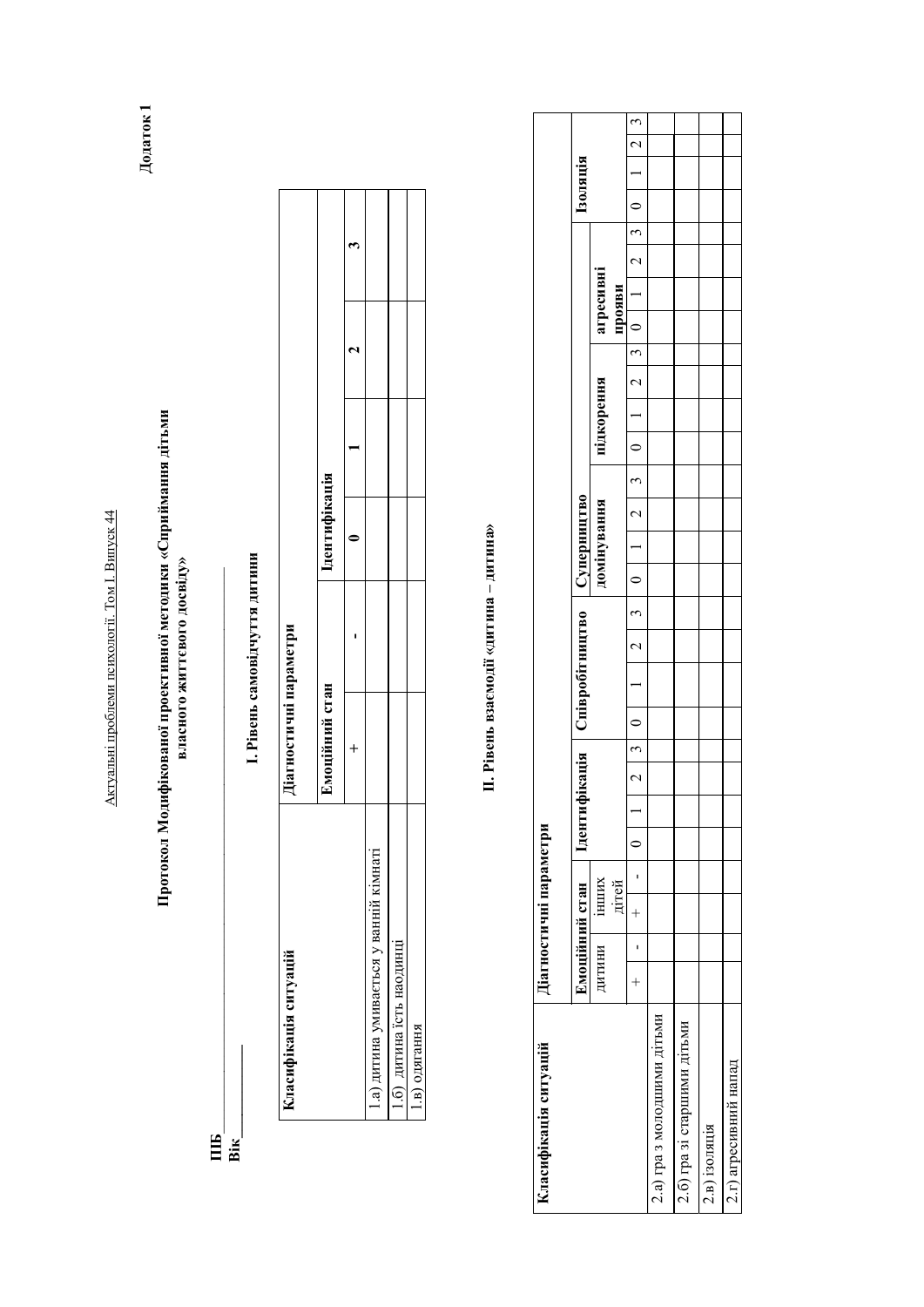**Додаток 1**

**Протокол Модифікованої проективної методики «Сприймання дітьми власного життєвого досвіду»**

**ПІБ**___________________________

**Вік**_______

### I. Рівень самовідчуття дитини

| Класифікація ситуацій | Діагностичні параметри | | | | | |
|---|---|---|---|---|---|---|
| | Емоційний стан | | Ідентифікація | | | |
| | + | - | 0 | 1 | 2 | 3 |
| 1.а) дитина умивається у ванній кімнаті | | | | | | |
| 1.б) дитина їсть наодинці | | | | | | |
| 1.в) одягання | | | | | | |

### II. Рівень взаємодії «дитина – дитина»

| Класифікація ситуацій | Діагностичні параметри | | | | | | | | | | | | | | | | | | | | | | | | | | | |
|---|---|---|---|---|---|---|---|---|---|---|---|---|---|---|---|---|---|---|---|---|---|---|---|---|---|---|---|---|
| | Емоційний стан | | | | Ідентифікація | | | | Співробітництво | | | | Суперництво | | | | | | | | | | | | Ізоляція | | | |
| | дитини | | інших дітей | | | | | | | | | | домінування | | | | підкорення | | | | агресивні прояви | | | | | | | |
| | + | - | + | - | 0 | 1 | 2 | 3 | 0 | 1 | 2 | 3 | 0 | 1 | 2 | 3 | 0 | 1 | 2 | 3 | 0 | 1 | 2 | 3 | 0 | 1 | 2 | 3 |
| 2.а) гра з молодшими дітьми | | | | | | | | | | | | | | | | | | | | | | | | | | | | |
| 2.б) гра зі старшими дітьми | | | | | | | | | | | | | | | | | | | | | | | | | | | | |
| 2.в) ізоляція | | | | | | | | | | | | | | | | | | | | | | | | | | | | |
| 2.г) агресивний напад | | | | | | | | | | | | | | | | | | | | | | | | | | | | |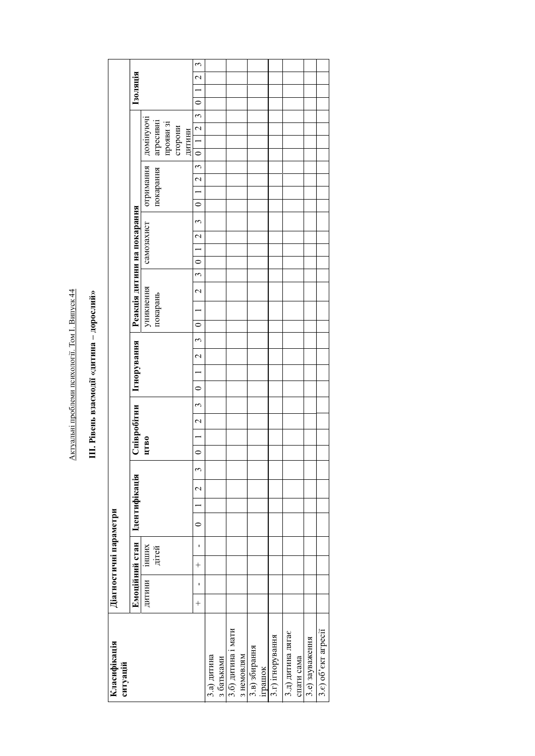## ІІІ. Рівень взаємодії «дитина – дорослий»

| Класифікація ситуацій | Діагностичні параметри | | | | | | | | | | | | | | | | | | | | | | | | | | | | | | | | | | | | | |
|---|---|---|---|---|---|---|---|---|---|---|---|---|---|---|---|---|---|---|---|---|---|---|---|---|---|---|---|---|---|---|---|---|---|---|---|---|---|---|
| | Емоційний стан | | | | Ідентифікація | | | | Співробітництво | | | | Ігнорування | | | | Реакція дитини на покарання | | | | | | | | | | | | | | | | Ізоляція | | | |
| | дитини | | інших дітей | | | | | | | | | | | | | | уникнення покарань | | | | самозахист | | | | отримання покарання | | | | домінуючі агресивні прояви зі сторони дитини | | | | | | | |
| | + | - | + | - | 0 | 1 | 2 | 3 | 0 | 1 | 2 | 3 | 0 | 1 | 2 | 3 | 0 | 1 | 2 | 3 | 0 | 1 | 2 | 3 | 0 | 1 | 2 | 3 | 0 | 1 | 2 | 3 | 0 | 1 | 2 | 3 |
| 3.а) дитина з батьками | | | | | | | | | | | | | | | | | | | | | | | | | | | | | | | | | | | | |
| 3.б) дитина і мати з немовлям | | | | | | | | | | | | | | | | | | | | | | | | | | | | | | | | | | | | |
| 3.в) збирання іграшок | | | | | | | | | | | | | | | | | | | | | | | | | | | | | | | | | | | | |
| 3.г) ігнорування | | | | | | | | | | | | | | | | | | | | | | | | | | | | | | | | | | | | |
| 3.д) дитина лягає спати сама | | | | | | | | | | | | | | | | | | | | | | | | | | | | | | | | | | | | |
| 3.е) зауваження | | | | | | | | | | | | | | | | | | | | | | | | | | | | | | | | | | | | |
| 3.є) об'єкт агресії | | | | | | | | | | | | | | | | | | | | | | | | | | | | | | | | | | | | |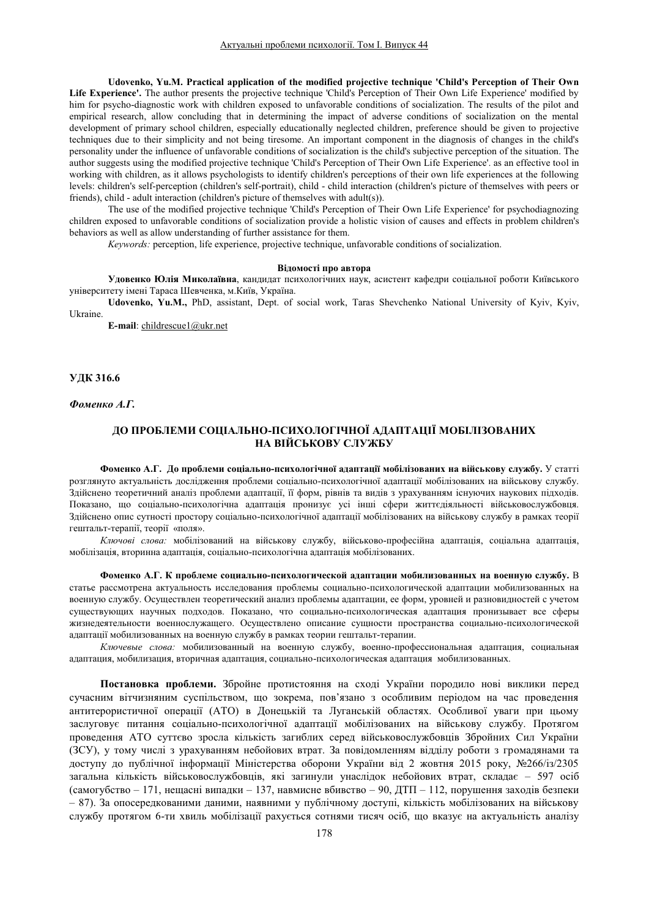**Udovenko, Yu.M. Practical application of the modified projective technique 'Child's Perception of Their Own Life Experience'.** The author presents the projective technique 'Child's Perception of Their Own Life Experience' modified by him for psycho-diagnostic work with children exposed to unfavorable conditions of socialization. The results of the pilot and empirical research, allow concluding that in determining the impact of adverse conditions of socialization on the mental development of primary school children, especially educationally neglected children, preference should be given to projective techniques due to their simplicity and not being tiresome. An important component in the diagnosis of changes in the child's personality under the influence of unfavorable conditions of socialization is the child's subjective perception of the situation. The author suggests using the modified projective technique 'Child's Perception of Their Own Life Experience'. as an effective tool in working with children, as it allows psychologists to identify children's perceptions of their own life experiences at the following levels: children's self-perception (children's self-portrait), child - child interaction (children's picture of themselves with peers or friends), child - adult interaction (children's picture of themselves with adult(s)).

The use of the modified projective technique 'Child's Perception of Their Own Life Experience' for psychodiagnozing children exposed to unfavorable conditions of socialization provide a holistic vision of causes and effects in problem children's behaviors as well as allow understanding of further assistance for them.

*Keywords:* perception, life experience, projective technique, unfavorable conditions of socialization.

**Відомості про автора**

**Удовенко Юлія Миколаївна**, кандидат психологічних наук, асистент кафедри соціальної роботи Київського університету імені Тараса Шевченка, м.Київ, Україна.

**Udovenko, Yu.M.,** PhD, assistant, Dept. of social work, Taras Shevchenko National University of Kyiv, Kyiv, Ukraine.

**E-mail**: childrescue1@ukr.net

**УДК 316.6**

***Фоменко А.Г.***

## ДО ПРОБЛЕМИ СОЦІАЛЬНО-ПСИХОЛОГІЧНОЇ АДАПТАЦІЇ МОБІЛІЗОВАНИХ НА ВІЙСЬКОВУ СЛУЖБУ

**Фоменко А.Г. До проблеми соціально-психологічної адаптації мобілізованих на військову службу.** У статті розглянуто актуальність дослідження проблеми соціально-психологічної адаптації мобілізованих на військову службу. Здійснено теоретичний аналіз проблеми адаптації, її форм, рівнів та видів з урахуванням існуючих наукових підходів. Показано, що соціально-психологічна адаптація пронизує усі інші сфери життєдіяльності військовослужбовця. Здійснено опис сутності простору соціально-психологічної адаптації мобілізованих на військову службу в рамках теорії гештальт-терапії, теорії «поля».

*Ключові слова:* мобілізований на військову службу, військово-професійна адаптація, соціальна адаптація, мобілізація, вторинна адаптація, соціально-психологічна адаптація мобілізованих.

**Фоменко А.Г. К проблеме социально-психологической адаптации мобилизованных на военную службу.** В статье рассмотрена актуальность исследования проблемы социально-психологической адаптации мобилизованных на военную службу. Осуществлен теоретический анализ проблемы адаптации, ее форм, уровней и разновидностей с учетом существующих научных подходов. Показано, что социально-психологическая адаптация пронизывает все сферы жизнедеятельности военнослужащего. Осуществлено описание сущности пространства социально-психологической адаптації мобилизованных на военную службу в рамках теории гештальт-терапии.

*Ключевые слова:* мобилизованный на военную службу, военно-профессиональная адаптация, социальная адаптация, мобилизация, вторичная адаптация, социально-психологическая адаптация мобилизованных.

**Постановка проблеми.** Збройне протистояння на сході України породило нові виклики перед сучасним вітчизняним суспільством, що зокрема, пов'язано з особливим періодом на час проведення антитерористичної операції (АТО) в Донецькій та Луганській областях. Особливої уваги при цьому заслуговує питання соціально-психологічної адаптації мобілізованих на військову службу. Протягом проведення АТО суттєво зросла кількість загиблих серед військовослужбовців Збройних Сил України (ЗСУ), у тому числі з урахуванням небойових втрат. За повідомленням відділу роботи з громадянами та доступу до публічної інформації Міністерства оборони України від 2 жовтня 2015 року, №266/із/2305 загальна кількість військовослужбовців, які загинули унаслідок небойових втрат, складає – 597 осіб (самогубство – 171, нещасні випадки – 137, навмисне вбивство – 90, ДТП – 112, порушення заходів безпеки – 87). За опосередкованими даними, наявними у публічному доступі, кількість мобілізованих на військову службу протягом 6-ти хвиль мобілізації рахується сотнями тисяч осіб, що вказує на актуальність аналізу